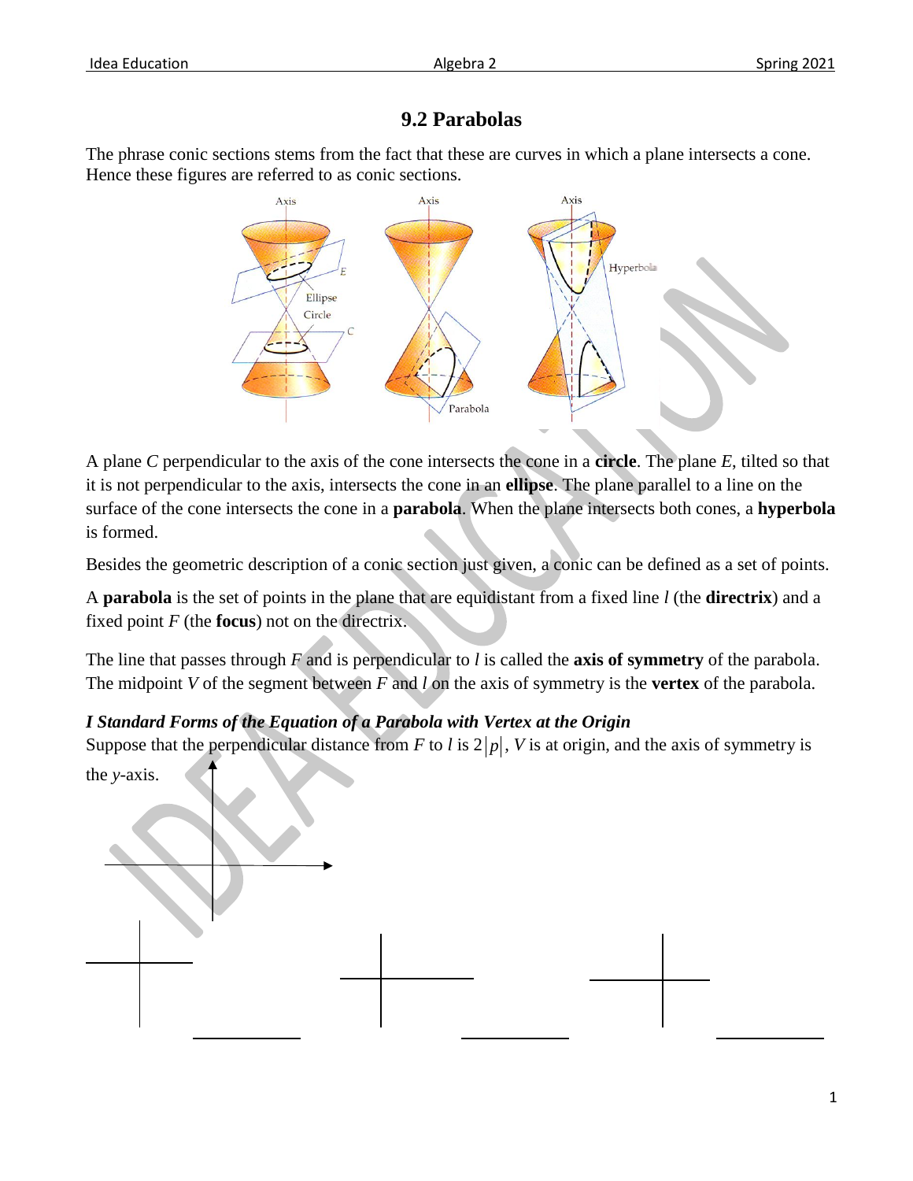# 9.2 Parabolas

The phrase conic sections stems from the fact that these are curves in which a plane intersects a cone. Hence these figures are referred to as conic sections.

A plane $C$ perpendicular to the axis of the cone intersects the cone in a **circle**. The plane $E$, tilted so that it is not perpendicular to the axis, intersects the cone in an **ellipse**. The plane parallel to a line on the surface of the cone intersects the cone in a **parabola**. When the plane intersects both cones, a **hyperbola** is formed.

Besides the geometric description of a conic section just given, a conic can be defined as a set of points.

A **parabola** is the set of points in the plane that are equidistant from a fixed line $l$ (the **directrix**) and a fixed point $F$ (the **focus**) not on the directrix.

The line that passes through $F$ and is perpendicular to $l$ is called the **axis of symmetry** of the parabola. The midpoint $V$ of the segment between $F$ and $l$ on the axis of symmetry is the **vertex** of the parabola.

***I Standard Forms of the Equation of a Parabola with Vertex at the Origin***

Suppose that the perpendicular distance from $F$ to $l$ is $2|p|$, $V$ is at origin, and the axis of symmetry is the $y$-axis.

__________ __________ __________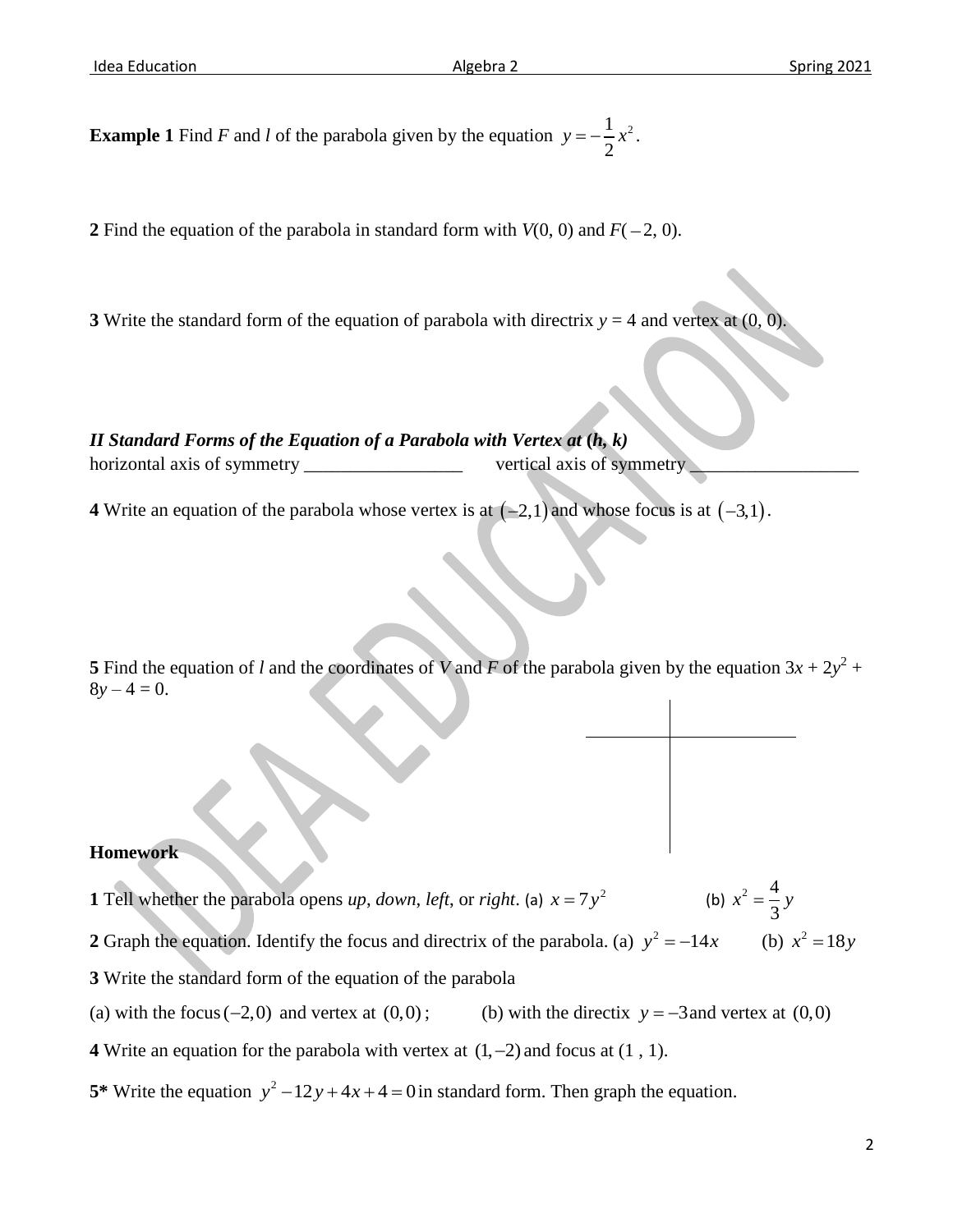**Example 1** Find *F* and *l* of the parabola given by the equation $y = -\frac{1}{2}x^2$.

**2** Find the equation of the parabola in standard form with *V*(0, 0) and *F*( – 2, 0).

**3** Write the standard form of the equation of parabola with directrix *y* = 4 and vertex at (0, 0).

***II Standard Forms of the Equation of a Parabola with Vertex at (h, k)***

horizontal axis of symmetry _________________ vertical axis of symmetry __________________

**4** Write an equation of the parabola whose vertex is at $(-2,1)$ and whose focus is at $(-3,1)$.

**5** Find the equation of *l* and the coordinates of *V* and *F* of the parabola given by the equation $3x + 2y^2 + 8y - 4 = 0$.

**Homework**

**1** Tell whether the parabola opens *up*, *down*, *left*, or *right*. (a) $x = 7y^2$ (b) $x^2 = \frac{4}{3}y$

**2** Graph the equation. Identify the focus and directrix of the parabola. (a) $y^2 = -14x$ (b) $x^2 = 18y$

**3** Write the standard form of the equation of the parabola

(a) with the focus $(-2,0)$ and vertex at $(0,0)$; (b) with the directix $y = -3$ and vertex at $(0,0)$

**4** Write an equation for the parabola with vertex at $(1,-2)$ and focus at (1 , 1).

**5*** Write the equation $y^2 - 12y + 4x + 4 = 0$ in standard form. Then graph the equation.